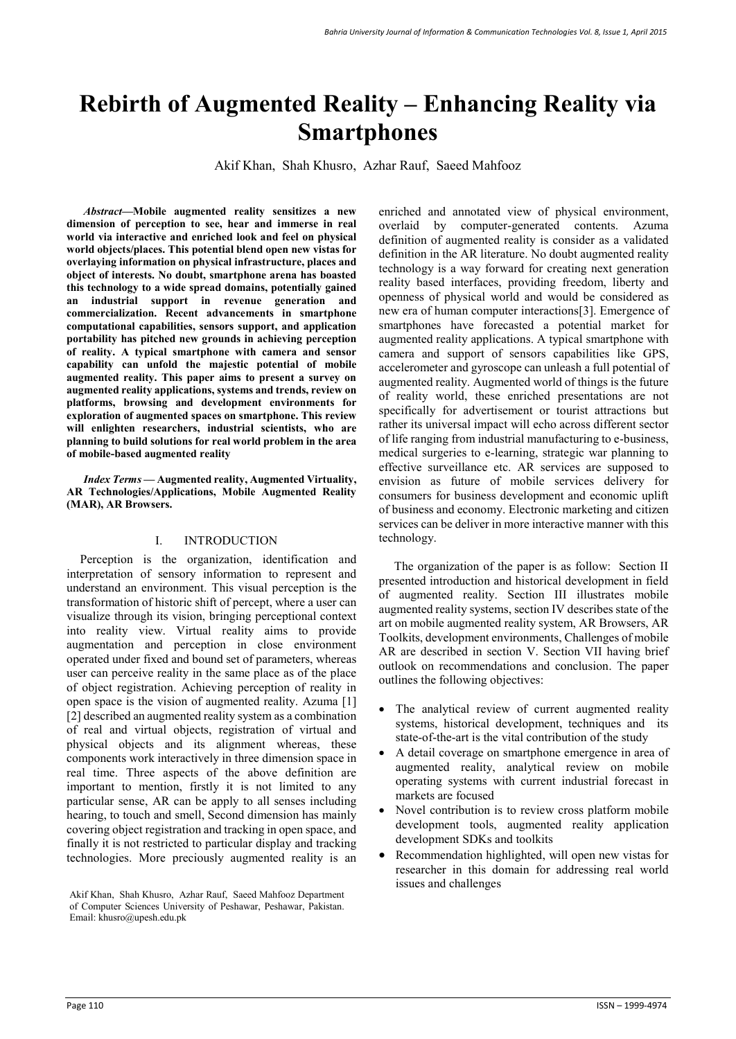# Rebirth of Augmented Reality – Enhancing Reality via Smartphones

Akif Khan, Shah Khusro, Azhar Rauf, Saeed Mahfooz

***Abstract*—Mobile augmented reality sensitizes a new dimension of perception to see, hear and immerse in real world via interactive and enriched look and feel on physical world objects/places. This potential blend open new vistas for overlaying information on physical infrastructure, places and object of interests. No doubt, smartphone arena has boasted this technology to a wide spread domains, potentially gained an industrial support in revenue generation and commercialization. Recent advancements in smartphone computational capabilities, sensors support, and application portability has pitched new grounds in achieving perception of reality. A typical smartphone with camera and sensor capability can unfold the majestic potential of mobile augmented reality. This paper aims to present a survey on augmented reality applications, systems and trends, review on platforms, browsing and development environments for exploration of augmented spaces on smartphone. This review will enlighten researchers, industrial scientists, who are planning to build solutions for real world problem in the area of mobile-based augmented reality**

***Index Terms* — Augmented reality, Augmented Virtuality, AR Technologies/Applications, Mobile Augmented Reality (MAR), AR Browsers.**

## I. INTRODUCTION

Perception is the organization, identification and interpretation of sensory information to represent and understand an environment. This visual perception is the transformation of historic shift of percept, where a user can visualize through its vision, bringing perceptional context into reality view. Virtual reality aims to provide augmentation and perception in close environment operated under fixed and bound set of parameters, whereas user can perceive reality in the same place as of the place of object registration. Achieving perception of reality in open space is the vision of augmented reality. Azuma [1] [2] described an augmented reality system as a combination of real and virtual objects, registration of virtual and physical objects and its alignment whereas, these components work interactively in three dimension space in real time. Three aspects of the above definition are important to mention, firstly it is not limited to any particular sense, AR can be apply to all senses including hearing, to touch and smell, Second dimension has mainly covering object registration and tracking in open space, and finally it is not restricted to particular display and tracking technologies. More preciously augmented reality is an enriched and annotated view of physical environment, overlaid by computer-generated contents. Azuma definition of augmented reality is consider as a validated definition in the AR literature. No doubt augmented reality technology is a way forward for creating next generation reality based interfaces, providing freedom, liberty and openness of physical world and would be considered as new era of human computer interactions[3]. Emergence of smartphones have forecasted a potential market for augmented reality applications. A typical smartphone with camera and support of sensors capabilities like GPS, accelerometer and gyroscope can unleash a full potential of augmented reality. Augmented world of things is the future of reality world, these enriched presentations are not specifically for advertisement or tourist attractions but rather its universal impact will echo across different sector of life ranging from industrial manufacturing to e-business, medical surgeries to e-learning, strategic war planning to effective surveillance etc. AR services are supposed to envision as future of mobile services delivery for consumers for business development and economic uplift of business and economy. Electronic marketing and citizen services can be deliver in more interactive manner with this technology.

The organization of the paper is as follow: Section II presented introduction and historical development in field of augmented reality. Section III illustrates mobile augmented reality systems, section IV describes state of the art on mobile augmented reality system, AR Browsers, AR Toolkits, development environments, Challenges of mobile AR are described in section V. Section VII having brief outlook on recommendations and conclusion. The paper outlines the following objectives:

- The analytical review of current augmented reality systems, historical development, techniques and its state-of-the-art is the vital contribution of the study
- A detail coverage on smartphone emergence in area of augmented reality, analytical review on mobile operating systems with current industrial forecast in markets are focused
- Novel contribution is to review cross platform mobile development tools, augmented reality application development SDKs and toolkits
- Recommendation highlighted, will open new vistas for researcher in this domain for addressing real world issues and challenges

Akif Khan, Shah Khusro, Azhar Rauf, Saeed Mahfooz Department of Computer Sciences University of Peshawar, Peshawar, Pakistan. Email: khusro@upesh.edu.pk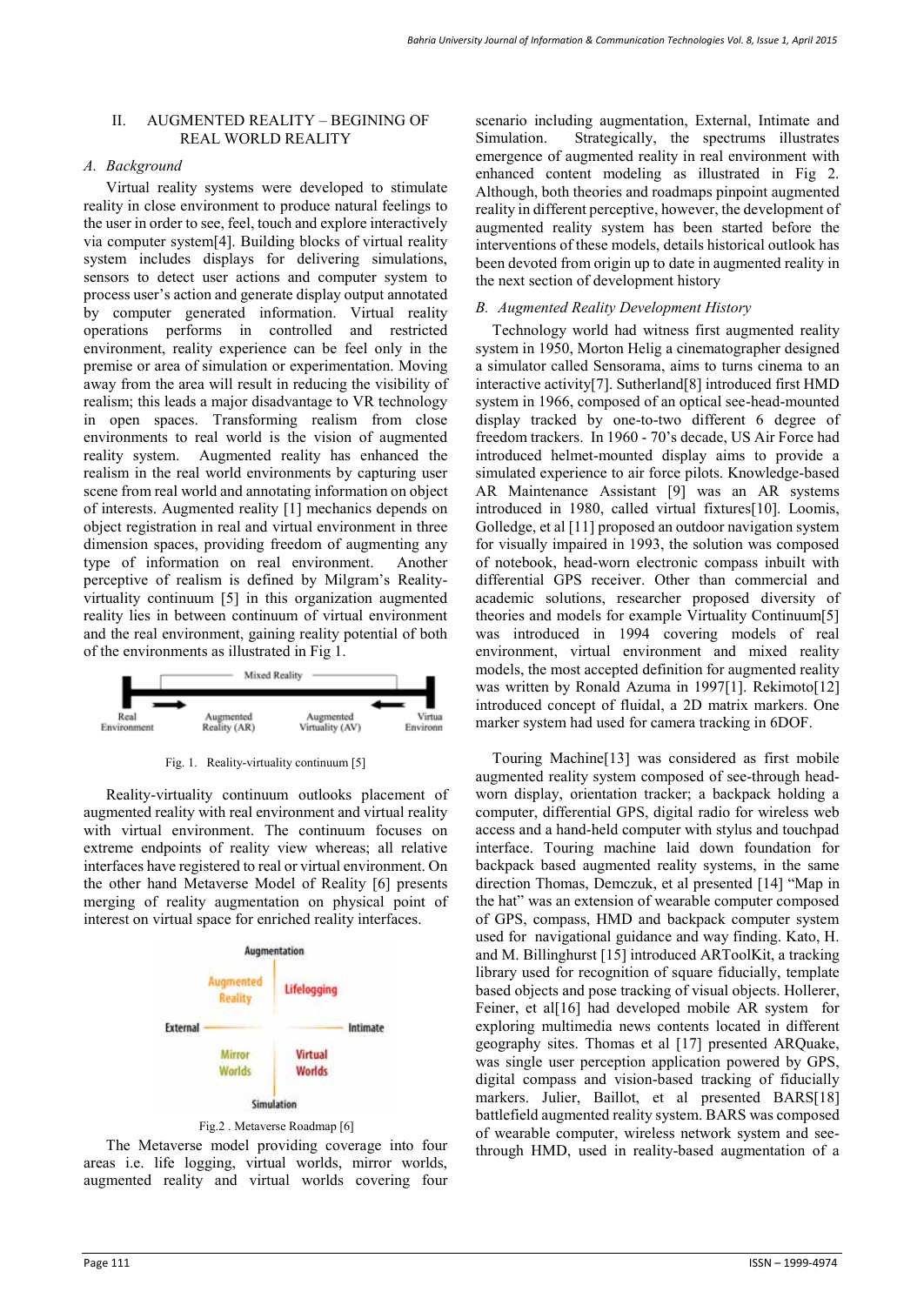## II. AUGMENTED REALITY – BEGINING OF REAL WORLD REALITY

### *A. Background*

Virtual reality systems were developed to stimulate reality in close environment to produce natural feelings to the user in order to see, feel, touch and explore interactively via computer system[4]. Building blocks of virtual reality system includes displays for delivering simulations, sensors to detect user actions and computer system to process user's action and generate display output annotated by computer generated information. Virtual reality operations performs in controlled and restricted environment, reality experience can be feel only in the premise or area of simulation or experimentation. Moving away from the area will result in reducing the visibility of realism; this leads a major disadvantage to VR technology in open spaces. Transforming realism from close environments to real world is the vision of augmented reality system. Augmented reality has enhanced the realism in the real world environments by capturing user scene from real world and annotating information on object of interests. Augmented reality [1] mechanics depends on object registration in real and virtual environment in three dimension spaces, providing freedom of augmenting any type of information on real environment. Another perceptive of realism is defined by Milgram's Reality-virtuality continuum [5] in this organization augmented reality lies in between continuum of virtual environment and the real environment, gaining reality potential of both of the environments as illustrated in Fig 1.

Fig. 1. Reality-virtuality continuum [5]

Reality-virtuality continuum outlooks placement of augmented reality with real environment and virtual reality with virtual environment. The continuum focuses on extreme endpoints of reality view whereas; all relative interfaces have registered to real or virtual environment. On the other hand Metaverse Model of Reality [6] presents merging of reality augmentation on physical point of interest on virtual space for enriched reality interfaces.

Fig.2 . Metaverse Roadmap [6]

The Metaverse model providing coverage into four areas i.e. life logging, virtual worlds, mirror worlds, augmented reality and virtual worlds covering four scenario including augmentation, External, Intimate and Simulation. Strategically, the spectrums illustrates emergence of augmented reality in real environment with enhanced content modeling as illustrated in Fig 2. Although, both theories and roadmaps pinpoint augmented reality in different perceptive, however, the development of augmented reality system has been started before the interventions of these models, details historical outlook has been devoted from origin up to date in augmented reality in the next section of development history

### *B. Augmented Reality Development History*

Technology world had witness first augmented reality system in 1950, Morton Helig a cinematographer designed a simulator called Sensorama, aims to turns cinema to an interactive activity[7]. Sutherland[8] introduced first HMD system in 1966, composed of an optical see-head-mounted display tracked by one-to-two different 6 degree of freedom trackers. In 1960 - 70's decade, US Air Force had introduced helmet-mounted display aims to provide a simulated experience to air force pilots. Knowledge-based AR Maintenance Assistant [9] was an AR systems introduced in 1980, called virtual fixtures[10]. Loomis, Golledge, et al [11] proposed an outdoor navigation system for visually impaired in 1993, the solution was composed of notebook, head-worn electronic compass inbuilt with differential GPS receiver. Other than commercial and academic solutions, researcher proposed diversity of theories and models for example Virtuality Continuum[5] was introduced in 1994 covering models of real environment, virtual environment and mixed reality models, the most accepted definition for augmented reality was written by Ronald Azuma in 1997[1]. Rekimoto[12] introduced concept of fluidal, a 2D matrix markers. One marker system had used for camera tracking in 6DOF.

Touring Machine[13] was considered as first mobile augmented reality system composed of see-through head-worn display, orientation tracker; a backpack holding a computer, differential GPS, digital radio for wireless web access and a hand-held computer with stylus and touchpad interface. Touring machine laid down foundation for backpack based augmented reality systems, in the same direction Thomas, Demczuk, et al presented [14] "Map in the hat" was an extension of wearable computer composed of GPS, compass, HMD and backpack computer system used for navigational guidance and way finding. Kato, H. and M. Billinghurst [15] introduced ARToolKit, a tracking library used for recognition of square fiducially, template based objects and pose tracking of visual objects. Hollerer, Feiner, et al[16] had developed mobile AR system for exploring multimedia news contents located in different geography sites. Thomas et al [17] presented ARQuake, was single user perception application powered by GPS, digital compass and vision-based tracking of fiducially markers. Julier, Baillot, et al presented BARS[18] battlefield augmented reality system. BARS was composed of wearable computer, wireless network system and see-through HMD, used in reality-based augmentation of a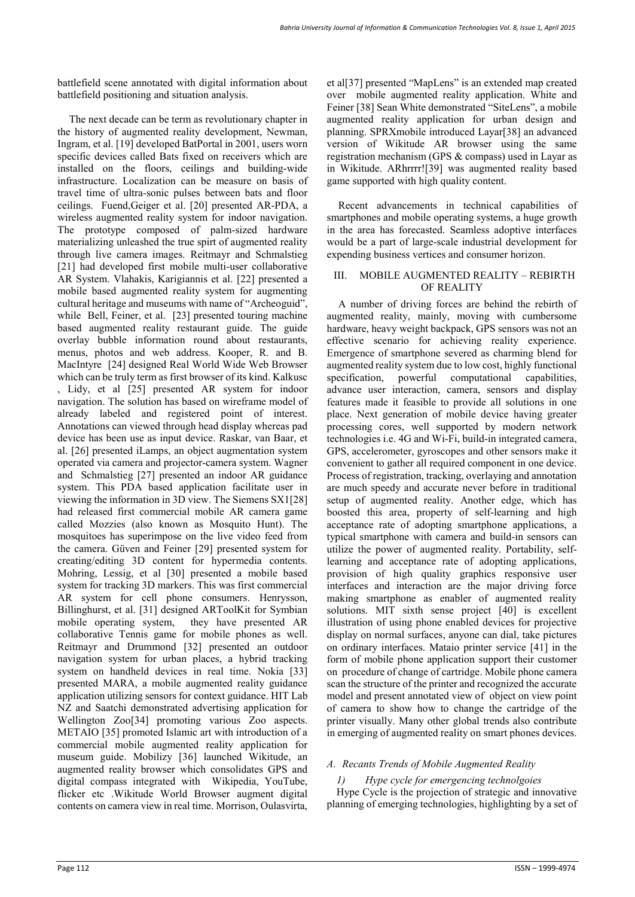battlefield scene annotated with digital information about battlefield positioning and situation analysis.

The next decade can be term as revolutionary chapter in the history of augmented reality development, Newman, Ingram, et al. [19] developed BatPortal in 2001, users worn specific devices called Bats fixed on receivers which are installed on the floors, ceilings and building-wide infrastructure. Localization can be measure on basis of travel time of ultra-sonic pulses between bats and floor ceilings. Fuend,Geiger et al. [20] presented AR-PDA, a wireless augmented reality system for indoor navigation. The prototype composed of palm-sized hardware materializing unleashed the true spirt of augmented reality through live camera images. Reitmayr and Schmalstieg [21] had developed first mobile multi-user collaborative AR System. Vlahakis, Karigiannis et al. [22] presented a mobile based augmented reality system for augmenting cultural heritage and museums with name of "Archeoguid", while Bell, Feiner, et al. [23] presented touring machine based augmented reality restaurant guide. The guide overlay bubble information round about restaurants, menus, photos and web address. Kooper, R. and B. MacIntyre [24] designed Real World Wide Web Browser which can be truly term as first browser of its kind. Kalkusc , Lidy, et al [25] presented AR system for indoor navigation. The solution has based on wireframe model of already labeled and registered point of interest. Annotations can viewed through head display whereas pad device has been use as input device. Raskar, van Baar, et al. [26] presented iLamps, an object augmentation system operated via camera and projector-camera system. Wagner and Schmalstieg [27] presented an indoor AR guidance system. This PDA based application facilitate user in viewing the information in 3D view. The Siemens SX1[28] had released first commercial mobile AR camera game called Mozzies (also known as Mosquito Hunt). The mosquitoes has superimpose on the live video feed from the camera. Güven and Feiner [29] presented system for creating/editing 3D content for hypermedia contents. Mohring, Lessig, et al [30] presented a mobile based system for tracking 3D markers. This was first commercial AR system for cell phone consumers. Henrysson, Billinghurst, et al. [31] designed ARToolKit for Symbian mobile operating system, they have presented AR collaborative Tennis game for mobile phones as well. Reitmayr and Drummond [32] presented an outdoor navigation system for urban places, a hybrid tracking system on handheld devices in real time. Nokia [33] presented MARA, a mobile augmented reality guidance application utilizing sensors for context guidance. HIT Lab NZ and Saatchi demonstrated advertising application for Wellington Zoo[34] promoting various Zoo aspects. METAIO [35] promoted Islamic art with introduction of a commercial mobile augmented reality application for museum guide. Mobilizy [36] launched Wikitude, an augmented reality browser which consolidates GPS and digital compass integrated with Wikipedia, YouTube, flicker etc .Wikitude World Browser augment digital contents on camera view in real time. Morrison, Oulasvirta, et al[37] presented "MapLens" is an extended map created over mobile augmented reality application. White and Feiner [38] Sean White demonstrated "SiteLens", a mobile augmented reality application for urban design and planning. SPRXmobile introduced Layar[38] an advanced version of Wikitude AR browser using the same registration mechanism (GPS & compass) used in Layar as in Wikitude. ARhrrrr![39] was augmented reality based game supported with high quality content.

Recent advancements in technical capabilities of smartphones and mobile operating systems, a huge growth in the area has forecasted. Seamless adoptive interfaces would be a part of large-scale industrial development for expending business vertices and consumer horizon.

## III. MOBILE AUGMENTED REALITY – REBIRTH OF REALITY

A number of driving forces are behind the rebirth of augmented reality, mainly, moving with cumbersome hardware, heavy weight backpack, GPS sensors was not an effective scenario for achieving reality experience. Emergence of smartphone severed as charming blend for augmented reality system due to low cost, highly functional specification, powerful computational capabilities, advance user interaction, camera, sensors and display features made it feasible to provide all solutions in one place. Next generation of mobile device having greater processing cores, well supported by modern network technologies i.e. 4G and Wi-Fi, build-in integrated camera, GPS, accelerometer, gyroscopes and other sensors make it convenient to gather all required component in one device. Process of registration, tracking, overlaying and annotation are much speedy and accurate never before in traditional setup of augmented reality. Another edge, which has boosted this area, property of self-learning and high acceptance rate of adopting smartphone applications, a typical smartphone with camera and build-in sensors can utilize the power of augmented reality. Portability, self-learning and acceptance rate of adopting applications, provision of high quality graphics responsive user interfaces and interaction are the major driving force making smartphone as enabler of augmented reality solutions. MIT sixth sense project [40] is excellent illustration of using phone enabled devices for projective display on normal surfaces, anyone can dial, take pictures on ordinary interfaces. Mataio printer service [41] in the form of mobile phone application support their customer on procedure of change of cartridge. Mobile phone camera scan the structure of the printer and recognized the accurate model and present annotated view of object on view point of camera to show how to change the cartridge of the printer visually. Many other global trends also contribute in emerging of augmented reality on smart phones devices.

### *A. Recants Trends of Mobile Augmented Reality*

#### *1) Hype cycle for emergencing technolgoies*

Hype Cycle is the projection of strategic and innovative planning of emerging technologies, highlighting by a set of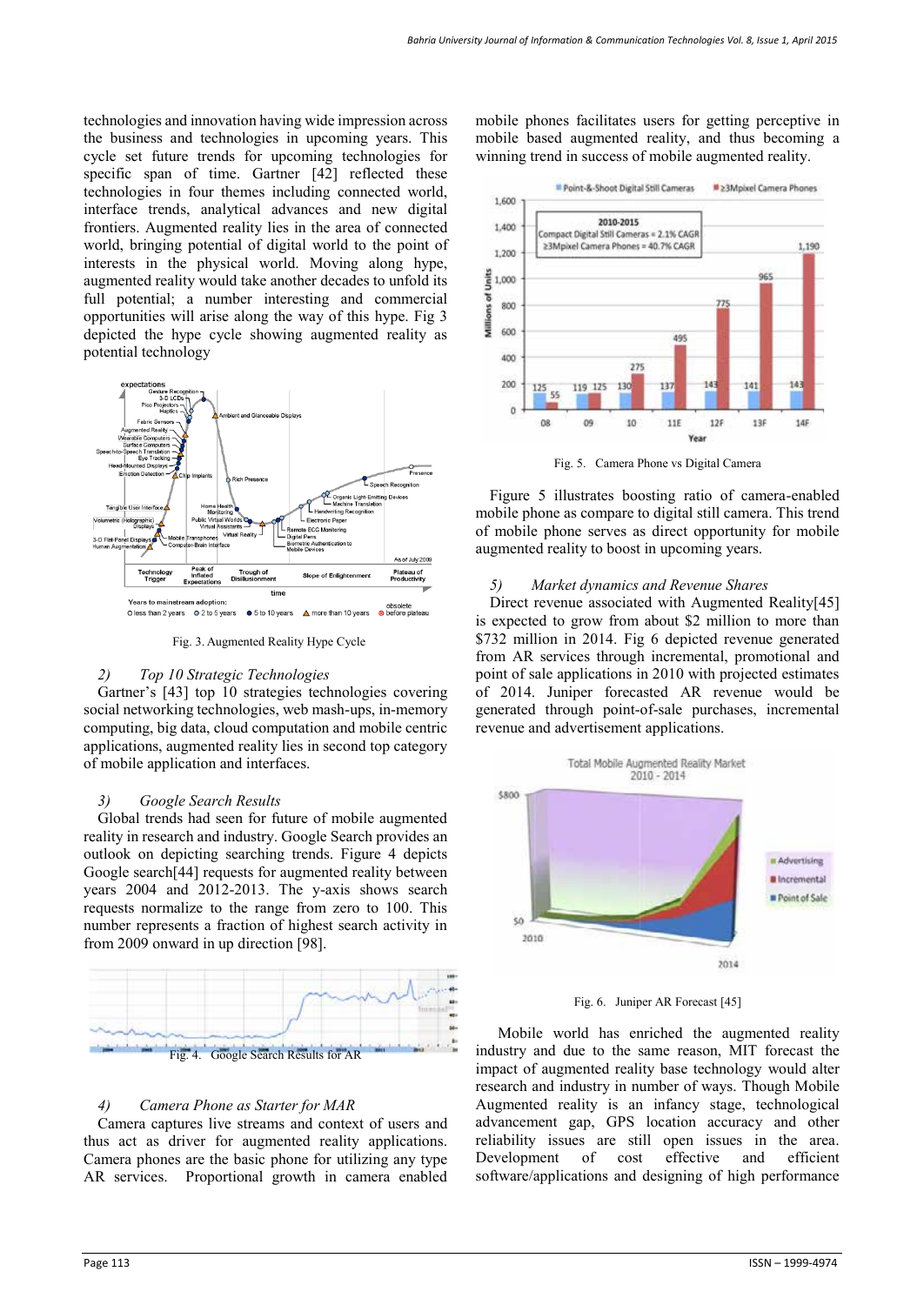technologies and innovation having wide impression across the business and technologies in upcoming years. This cycle set future trends for upcoming technologies for specific span of time. Gartner [42] reflected these technologies in four themes including connected world, interface trends, analytical advances and new digital frontiers. Augmented reality lies in the area of connected world, bringing potential of digital world to the point of interests in the physical world. Moving along hype, augmented reality would take another decades to unfold its full potential; a number interesting and commercial opportunities will arise along the way of this hype. Fig 3 depicted the hype cycle showing augmented reality as potential technology

Fig. 3. Augmented Reality Hype Cycle

### *2) Top 10 Strategic Technologies*

Gartner's [43] top 10 strategies technologies covering social networking technologies, web mash-ups, in-memory computing, big data, cloud computation and mobile centric applications, augmented reality lies in second top category of mobile application and interfaces.

### *3) Google Search Results*

Global trends had seen for future of mobile augmented reality in research and industry. Google Search provides an outlook on depicting searching trends. Figure 4 depicts Google search[44] requests for augmented reality between years 2004 and 2012-2013. The y-axis shows search requests normalize to the range from zero to 100. This number represents a fraction of highest search activity in from 2009 onward in up direction [98].

Fig. 4. Google Search Results for AR

### *4) Camera Phone as Starter for MAR*

Camera captures live streams and content of users and thus act as driver for augmented reality applications. Camera phones are the basic phone for utilizing any type AR services. Proportional growth in camera enabled mobile phones facilitates users for getting perceptive in mobile based augmented reality, and thus becoming a winning trend in success of mobile augmented reality.

Fig. 5. Camera Phone vs Digital Camera

Figure 5 illustrates boosting ratio of camera-enabled mobile phone as compare to digital still camera. This trend of mobile phone serves as direct opportunity for mobile augmented reality to boost in upcoming years.

### *5) Market dynamics and Revenue Shares*

Direct revenue associated with Augmented Reality[45] is expected to grow from about \$2 million to more than \$732 million in 2014. Fig 6 depicted revenue generated from AR services through incremental, promotional and point of sale applications in 2010 with projected estimates of 2014. Juniper forecasted AR revenue would be generated through point-of-sale purchases, incremental revenue and advertisement applications.

Fig. 6. Juniper AR Forecast [45]

Mobile world has enriched the augmented reality industry and due to the same reason, MIT forecast the impact of augmented reality base technology would alter research and industry in number of ways. Though Mobile Augmented reality is an infancy stage, technological advancement gap, GPS location accuracy and other reliability issues are still open issues in the area. Development of cost effective and efficient software/applications and designing of high performance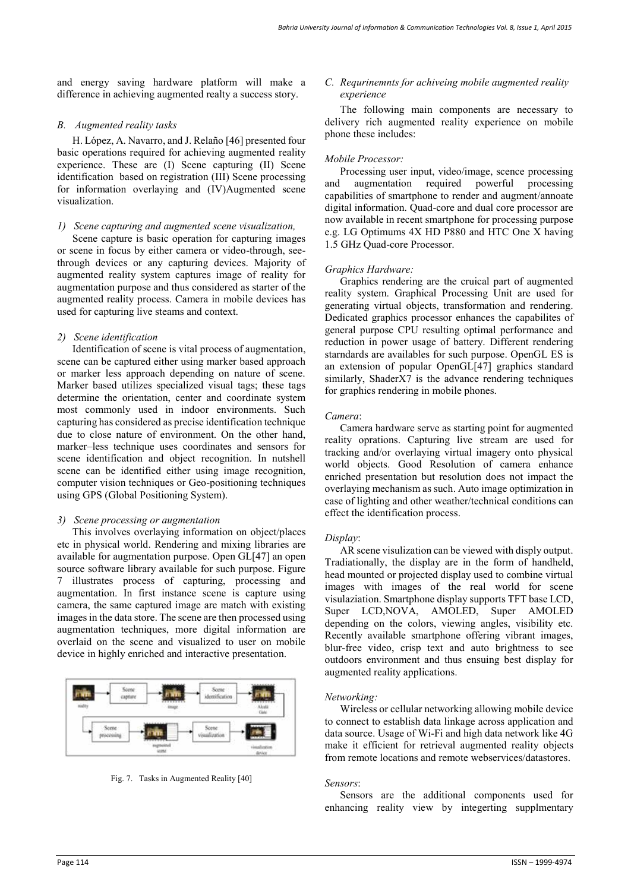and energy saving hardware platform will make a difference in achieving augmented realty a success story.

### *B. Augmented reality tasks*

H. López, A. Navarro, and J. Relaño [46] presented four basic operations required for achieving augmented reality experience. These are (I) Scene capturing (II) Scene identification based on registration (III) Scene processing for information overlaying and (IV)Augmented scene visualization.

#### *1) Scene capturing and augmented scene visualization,*

Scene capture is basic operation for capturing images or scene in focus by either camera or video-through, see-through devices or any capturing devices. Majority of augmented reality system captures image of reality for augmentation purpose and thus considered as starter of the augmented reality process. Camera in mobile devices has used for capturing live steams and context.

#### *2) Scene identification*

Identification of scene is vital process of augmentation, scene can be captured either using marker based approach or marker less approach depending on nature of scene. Marker based utilizes specialized visual tags; these tags determine the orientation, center and coordinate system most commonly used in indoor environments. Such capturing has considered as precise identification technique due to close nature of environment. On the other hand, marker–less technique uses coordinates and sensors for scene identification and object recognition. In nutshell scene can be identified either using image recognition, computer vision techniques or Geo-positioning techniques using GPS (Global Positioning System).

#### *3) Scene processing or augmentation*

This involves overlaying information on object/places etc in physical world. Rendering and mixing libraries are available for augmentation purpose. Open GL[47] an open source software library available for such purpose. Figure 7 illustrates process of capturing, processing and augmentation. In first instance scene is capture using camera, the same captured image are match with existing images in the data store. The scene are then processed using augmentation techniques, more digital information are overlaid on the scene and visualized to user on mobile device in highly enriched and interactive presentation.

Fig. 7. Tasks in Augmented Reality [40]

### *C. Requrinemnts for achiveing mobile augmented reality experience*

The following main components are necessary to delivery rich augmented reality experience on mobile phone these includes:

*Mobile Processor:*

Processing user input, video/image, scence processing and augmentation required powerful processing capabilities of smartphone to render and augment/annoate digital information. Quad-core and dual core processor are now available in recent smartphone for processing purpose e.g. LG Optimums 4X HD P880 and HTC One X having 1.5 GHz Quad-core Processor.

*Graphics Hardware:*

Graphics rendering are the cruical part of augmented reality system. Graphical Processing Unit are used for generating virtual objects, transformation and rendering. Dedicated graphics processor enhances the capabilites of general purpose CPU resulting optimal performance and reduction in power usage of battery. Different rendering starndards are availables for such purpose. OpenGL ES is an extension of popular OpenGL[47] graphics standard similarly, ShaderX7 is the advance rendering techniques for graphics rendering in mobile phones.

*Camera*:

Camera hardware serve as starting point for augmented reality oprations. Capturing live stream are used for tracking and/or overlaying virtual imagery onto physical world objects. Good Resolution of camera enhance enriched presentation but resolution does not impact the overlaying mechanism as such. Auto image optimization in case of lighting and other weather/technical conditions can effect the identification process.

*Display*:

AR scene visulization can be viewed with disply output. Tradiationally, the display are in the form of handheld, head mounted or projected display used to combine virtual images with images of the real world for scene visualaziation. Smartphone display supports TFT base LCD, Super LCD,NOVA, AMOLED, Super AMOLED depending on the colors, viewing angles, visibility etc. Recently available smartphone offering vibrant images, blur-free video, crisp text and auto brightness to see outdoors environment and thus ensuing best display for augmented reality applications.

*Networking:*

Wireless or cellular networking allowing mobile device to connect to establish data linkage across application and data source. Usage of Wi-Fi and high data network like 4G make it efficient for retrieval augmented reality objects from remote locations and remote webservices/datastores.

*Sensors*:

Sensors are the additional components used for enhancing reality view by integerting supplmentary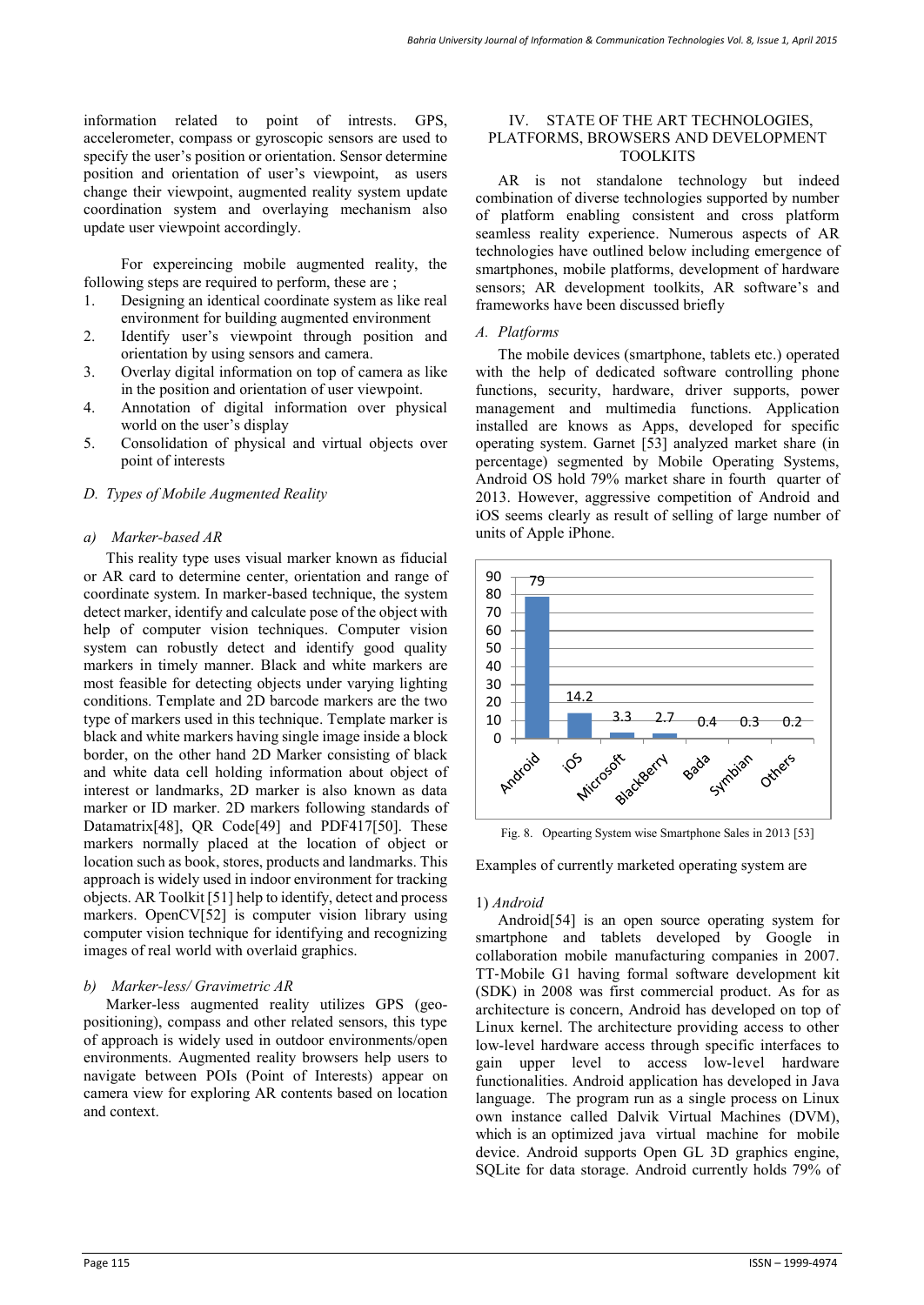information related to point of intrests. GPS, accelerometer, compass or gyroscopic sensors are used to specify the user's position or orientation. Sensor determine position and orientation of user's viewpoint, as users change their viewpoint, augmented reality system update coordination system and overlaying mechanism also update user viewpoint accordingly.

For expereincing mobile augmented reality, the following steps are required to perform, these are ;

1. Designing an identical coordinate system as like real environment for building augmented environment
2. Identify user's viewpoint through position and orientation by using sensors and camera.
3. Overlay digital information on top of camera as like in the position and orientation of user viewpoint.
4. Annotation of digital information over physical world on the user's display
5. Consolidation of physical and virtual objects over point of interests

### *D. Types of Mobile Augmented Reality*

#### *a) Marker-based AR*

This reality type uses visual marker known as fiducial or AR card to determine center, orientation and range of coordinate system. In marker-based technique, the system detect marker, identify and calculate pose of the object with help of computer vision techniques. Computer vision system can robustly detect and identify good quality markers in timely manner. Black and white markers are most feasible for detecting objects under varying lighting conditions. Template and 2D barcode markers are the two type of markers used in this technique. Template marker is black and white markers having single image inside a block border, on the other hand 2D Marker consisting of black and white data cell holding information about object of interest or landmarks, 2D marker is also known as data marker or ID marker. 2D markers following standards of Datamatrix[48], QR Code[49] and PDF417[50]. These markers normally placed at the location of object or location such as book, stores, products and landmarks. This approach is widely used in indoor environment for tracking objects. AR Toolkit [51] help to identify, detect and process markers. OpenCV[52] is computer vision library using computer vision technique for identifying and recognizing images of real world with overlaid graphics.

#### *b) Marker-less/ Gravimetric AR*

Marker-less augmented reality utilizes GPS (geo-positioning), compass and other related sensors, this type of approach is widely used in outdoor environments/open environments. Augmented reality browsers help users to navigate between POIs (Point of Interests) appear on camera view for exploring AR contents based on location and context.

## IV. STATE OF THE ART TECHNOLOGIES, PLATFORMS, BROWSERS AND DEVELOPMENT TOOLKITS

AR is not standalone technology but indeed combination of diverse technologies supported by number of platform enabling consistent and cross platform seamless reality experience. Numerous aspects of AR technologies have outlined below including emergence of smartphones, mobile platforms, development of hardware sensors; AR development toolkits, AR software's and frameworks have been discussed briefly

### *A. Platforms*

The mobile devices (smartphone, tablets etc.) operated with the help of dedicated software controlling phone functions, security, hardware, driver supports, power management and multimedia functions. Application installed are knows as Apps, developed for specific operating system. Garnet [53] analyzed market share (in percentage) segmented by Mobile Operating Systems, Android OS hold 79% market share in fourth quarter of 2013. However, aggressive competition of Android and iOS seems clearly as result of selling of large number of units of Apple iPhone.

| Operating System | Market share (%) |
|---|---|
| Android | 79 |
| iOS | 14.2 |
| Microsoft | 3.3 |
| BlackBerry | 2.7 |
| Bada | 0.4 |
| Symbian | 0.3 |
| Others | 0.2 |

Fig. 8. Opearting System wise Smartphone Sales in 2013 [53]

Examples of currently marketed operating system are

#### 1) *Android*

Android[54] is an open source operating system for smartphone and tablets developed by Google in collaboration mobile manufacturing companies in 2007. TT-Mobile G1 having formal software development kit (SDK) in 2008 was first commercial product. As for as architecture is concern, Android has developed on top of Linux kernel. The architecture providing access to other low-level hardware access through specific interfaces to gain upper level to access low-level hardware functionalities. Android application has developed in Java language. The program run as a single process on Linux own instance called Dalvik Virtual Machines (DVM), which is an optimized java virtual machine for mobile device. Android supports Open GL 3D graphics engine, SQLite for data storage. Android currently holds 79% of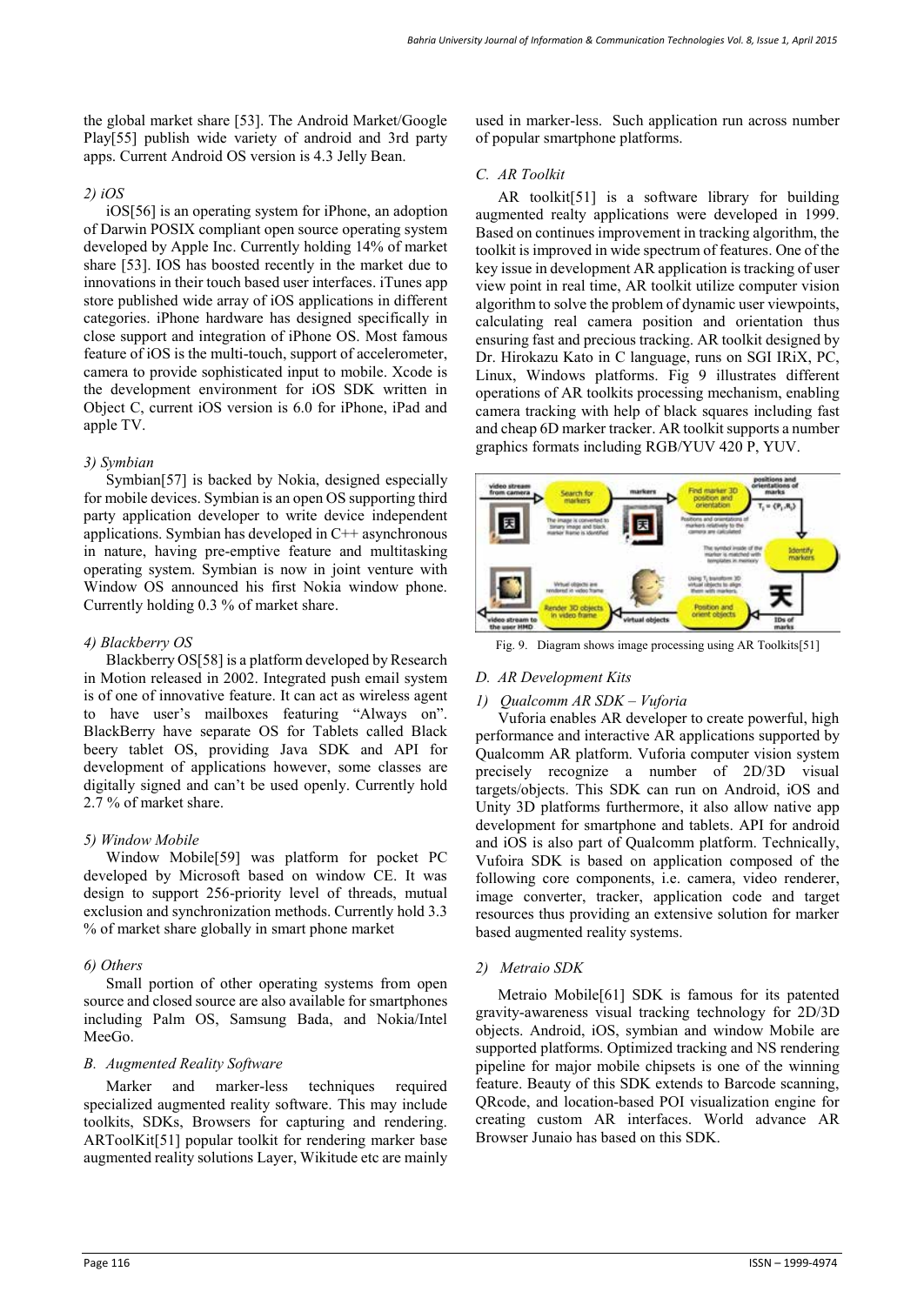the global market share [53]. The Android Market/Google Play[55] publish wide variety of android and 3rd party apps. Current Android OS version is 4.3 Jelly Bean.

#### *2) iOS*

iOS[56] is an operating system for iPhone, an adoption of Darwin POSIX compliant open source operating system developed by Apple Inc. Currently holding 14% of market share [53]. IOS has boosted recently in the market due to innovations in their touch based user interfaces. iTunes app store published wide array of iOS applications in different categories. iPhone hardware has designed specifically in close support and integration of iPhone OS. Most famous feature of iOS is the multi-touch, support of accelerometer, camera to provide sophisticated input to mobile. Xcode is the development environment for iOS SDK written in Object C, current iOS version is 6.0 for iPhone, iPad and apple TV.

#### *3) Symbian*

Symbian[57] is backed by Nokia, designed especially for mobile devices. Symbian is an open OS supporting third party application developer to write device independent applications. Symbian has developed in C++ asynchronous in nature, having pre-emptive feature and multitasking operating system. Symbian is now in joint venture with Window OS announced his first Nokia window phone. Currently holding 0.3 % of market share.

#### *4) Blackberry OS*

Blackberry OS[58] is a platform developed by Research in Motion released in 2002. Integrated push email system is of one of innovative feature. It can act as wireless agent to have user's mailboxes featuring "Always on". BlackBerry have separate OS for Tablets called Black beery tablet OS, providing Java SDK and API for development of applications however, some classes are digitally signed and can't be used openly. Currently hold 2.7 % of market share.

#### *5) Window Mobile*

Window Mobile[59] was platform for pocket PC developed by Microsoft based on window CE. It was design to support 256-priority level of threads, mutual exclusion and synchronization methods. Currently hold 3.3 % of market share globally in smart phone market

#### *6) Others*

Small portion of other operating systems from open source and closed source are also available for smartphones including Palm OS, Samsung Bada, and Nokia/Intel MeeGo.

### *B. Augmented Reality Software*

Marker and marker-less techniques required specialized augmented reality software. This may include toolkits, SDKs, Browsers for capturing and rendering. ARToolKit[51] popular toolkit for rendering marker base augmented reality solutions Layer, Wikitude etc are mainly used in marker-less. Such application run across number of popular smartphone platforms.

### *C. AR Toolkit*

AR toolkit[51] is a software library for building augmented realty applications were developed in 1999. Based on continues improvement in tracking algorithm, the toolkit is improved in wide spectrum of features. One of the key issue in development AR application is tracking of user view point in real time, AR toolkit utilize computer vision algorithm to solve the problem of dynamic user viewpoints, calculating real camera position and orientation thus ensuring fast and precious tracking. AR toolkit designed by Dr. Hirokazu Kato in C language, runs on SGI IRiX, PC, Linux, Windows platforms. Fig 9 illustrates different operations of AR toolkits processing mechanism, enabling camera tracking with help of black squares including fast and cheap 6D marker tracker. AR toolkit supports a number graphics formats including RGB/YUV 420 P, YUV.

Fig. 9. Diagram shows image processing using AR Toolkits[51]

### *D. AR Development Kits*

#### *1) Qualcomm AR SDK – Vuforia*

Vuforia enables AR developer to create powerful, high performance and interactive AR applications supported by Qualcomm AR platform. Vuforia computer vision system precisely recognize a number of 2D/3D visual targets/objects. This SDK can run on Android, iOS and Unity 3D platforms furthermore, it also allow native app development for smartphone and tablets. API for android and iOS is also part of Qualcomm platform. Technically, Vufoira SDK is based on application composed of the following core components, i.e. camera, video renderer, image converter, tracker, application code and target resources thus providing an extensive solution for marker based augmented reality systems.

#### *2) Metraio SDK*

Metraio Mobile[61] SDK is famous for its patented gravity-awareness visual tracking technology for 2D/3D objects. Android, iOS, symbian and window Mobile are supported platforms. Optimized tracking and NS rendering pipeline for major mobile chipsets is one of the winning feature. Beauty of this SDK extends to Barcode scanning, QRcode, and location-based POI visualization engine for creating custom AR interfaces. World advance AR Browser Junaio has based on this SDK.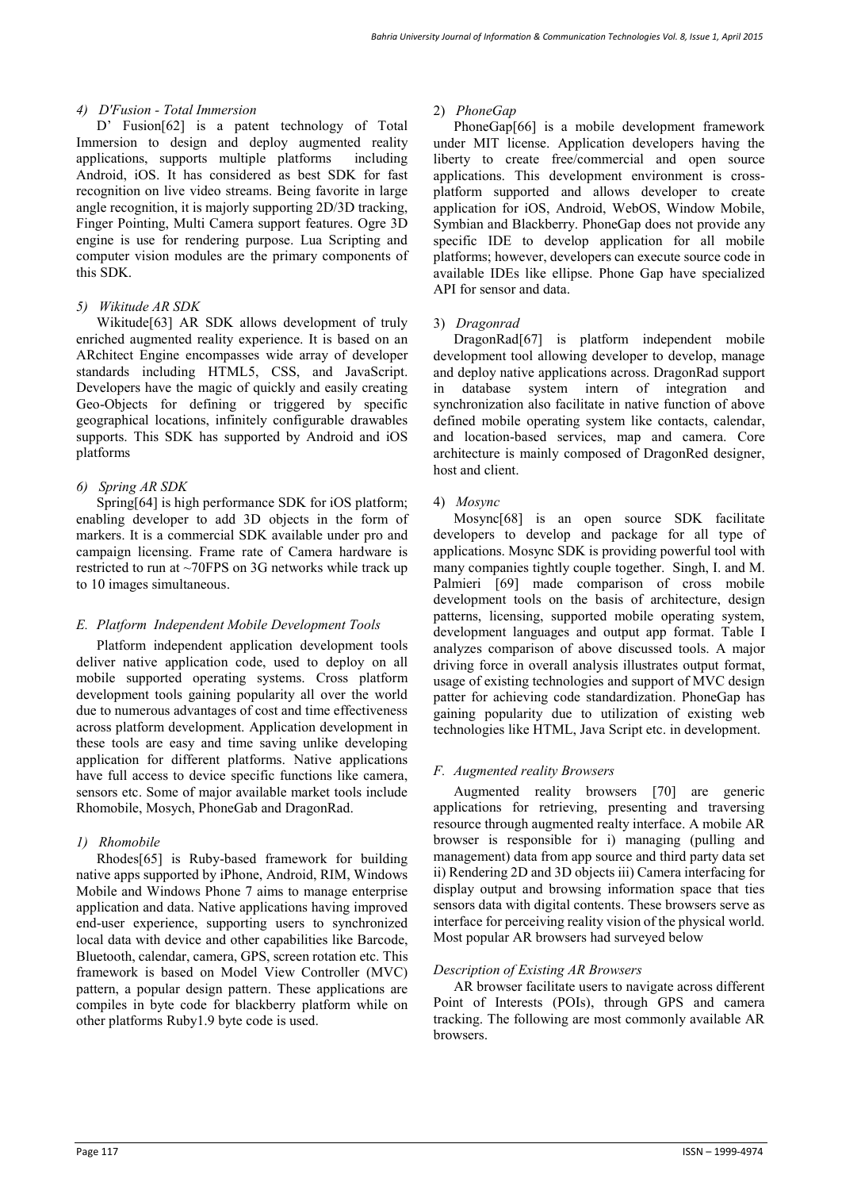#### 4) *D'Fusion - Total Immersion*

D' Fusion[62] is a patent technology of Total Immersion to design and deploy augmented reality applications, supports multiple platforms including Android, iOS. It has considered as best SDK for fast recognition on live video streams. Being favorite in large angle recognition, it is majorly supporting 2D/3D tracking, Finger Pointing, Multi Camera support features. Ogre 3D engine is use for rendering purpose. Lua Scripting and computer vision modules are the primary components of this SDK.

#### 5) *Wikitude AR SDK*

Wikitude[63] AR SDK allows development of truly enriched augmented reality experience. It is based on an ARchitect Engine encompasses wide array of developer standards including HTML5, CSS, and JavaScript. Developers have the magic of quickly and easily creating Geo-Objects for defining or triggered by specific geographical locations, infinitely configurable drawables supports. This SDK has supported by Android and iOS platforms

#### 6) *Spring AR SDK*

Spring[64] is high performance SDK for iOS platform; enabling developer to add 3D objects in the form of markers. It is a commercial SDK available under pro and campaign licensing. Frame rate of Camera hardware is restricted to run at ~70FPS on 3G networks while track up to 10 images simultaneous.

### *E. Platform Independent Mobile Development Tools*

Platform independent application development tools deliver native application code, used to deploy on all mobile supported operating systems. Cross platform development tools gaining popularity all over the world due to numerous advantages of cost and time effectiveness across platform development. Application development in these tools are easy and time saving unlike developing application for different platforms. Native applications have full access to device specific functions like camera, sensors etc. Some of major available market tools include Rhomobile, Mosych, PhoneGab and DragonRad.

#### 1) *Rhomobile*

Rhodes[65] is Ruby-based framework for building native apps supported by iPhone, Android, RIM, Windows Mobile and Windows Phone 7 aims to manage enterprise application and data. Native applications having improved end-user experience, supporting users to synchronized local data with device and other capabilities like Barcode, Bluetooth, calendar, camera, GPS, screen rotation etc. This framework is based on Model View Controller (MVC) pattern, a popular design pattern. These applications are compiles in byte code for blackberry platform while on other platforms Ruby1.9 byte code is used.

#### 2) *PhoneGap*

PhoneGap[66] is a mobile development framework under MIT license. Application developers having the liberty to create free/commercial and open source applications. This development environment is cross-platform supported and allows developer to create application for iOS, Android, WebOS, Window Mobile, Symbian and Blackberry. PhoneGap does not provide any specific IDE to develop application for all mobile platforms; however, developers can execute source code in available IDEs like ellipse. Phone Gap have specialized API for sensor and data.

#### 3) *Dragonrad*

DragonRad[67] is platform independent mobile development tool allowing developer to develop, manage and deploy native applications across. DragonRad support in database system intern of integration and synchronization also facilitate in native function of above defined mobile operating system like contacts, calendar, and location-based services, map and camera. Core architecture is mainly composed of DragonRed designer, host and client.

#### 4) *Mosync*

Mosync[68] is an open source SDK facilitate developers to develop and package for all type of applications. Mosync SDK is providing powerful tool with many companies tightly couple together. Singh, I. and M. Palmieri [69] made comparison of cross mobile development tools on the basis of architecture, design patterns, licensing, supported mobile operating system, development languages and output app format. Table I analyzes comparison of above discussed tools. A major driving force in overall analysis illustrates output format, usage of existing technologies and support of MVC design patter for achieving code standardization. PhoneGap has gaining popularity due to utilization of existing web technologies like HTML, Java Script etc. in development.

### *F. Augmented reality Browsers*

Augmented reality browsers [70] are generic applications for retrieving, presenting and traversing resource through augmented realty interface. A mobile AR browser is responsible for i) managing (pulling and management) data from app source and third party data set ii) Rendering 2D and 3D objects iii) Camera interfacing for display output and browsing information space that ties sensors data with digital contents. These browsers serve as interface for perceiving reality vision of the physical world. Most popular AR browsers had surveyed below

#### *Description of Existing AR Browsers*

AR browser facilitate users to navigate across different Point of Interests (POIs), through GPS and camera tracking. The following are most commonly available AR browsers.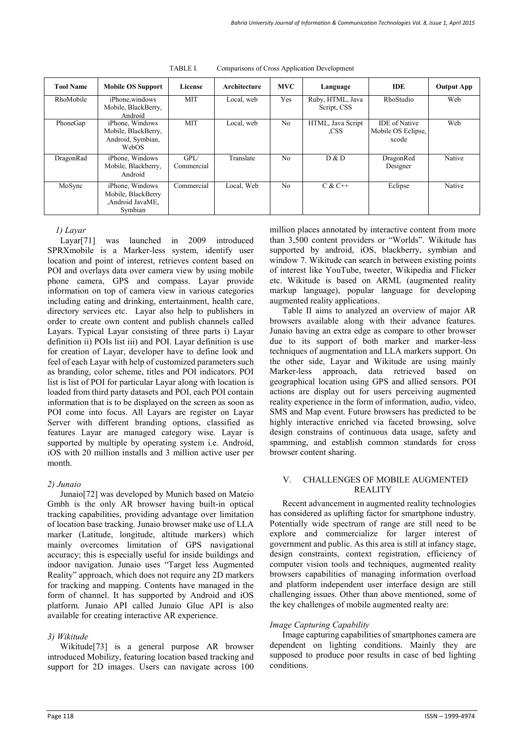TABLE I. Comparisons of Cross Application Development

| Tool Name | Mobile OS Support | License | Architecture | MVC | Language | IDE | Output App |
|---|---|---|---|---|---|---|---|
| RhoMobile | iPhone,windows Mobile, BlackBerry, Android | MIT | Local, web | Yes | Ruby, HTML, Java Script, CSS | RhoStudio | Web |
| PhoneGap | iPhone, Windows Mobile, BlackBerry, Android, Symbian, WebOS | MIT | Local, web | No | HTML, Java Script ,CSS | IDE of Native Mobile OS Eclipse, xcode | Web |
| DragonRad | iPhone, Windows Mobile, Blackberry, Android | GPL/ Commercial | Translate | No | D & D | DragonRed Designer | Native |
| MoSync | iPhone, Windows Mobile, BlackBerry ,Android JavaME, Symbian | Commercial | Local, Web | No | C & C++ | Eclipse | Native |

*1) Layar*

Layar[71] was launched in 2009 introduced SPRXmobile is a Marker-less system, identify user location and point of interest, retrieves content based on POI and overlays data over camera view by using mobile phone camera, GPS and compass. Layar provide information on top of camera view in various categories including eating and drinking, entertainment, health care, directory services etc. Layar also help to publishers in order to create own content and publish channels called Layars. Typical Layar consisting of three parts i) Layar definition ii) POIs list iii) and POI. Layar definition is use for creation of Layar, developer have to define look and feel of each Layar with help of customized parameters such as branding, color scheme, titles and POI indicators. POI list is list of POI for particular Layar along with location is loaded from third party datasets and POI, each POI contain information that is to be displayed on the screen as soon as POI come into focus. All Layars are register on Layar Server with different branding options, classified as features Layar are managed category wise. Layar is supported by multiple by operating system i.e. Android, iOS with 20 million installs and 3 million active user per month.

*2) Junaio*

Junaio[72] was developed by Munich based on Mateio Gmbh is the only AR browser having built-in optical tracking capabilities, providing advantage over limitation of location base tracking. Junaio browser make use of LLA marker (Latitude, longitude, altitude markers) which mainly overcomes limitation of GPS navigational accuracy; this is especially useful for inside buildings and indoor navigation. Junaio uses "Target less Augmented Reality" approach, which does not require any 2D markers for tracking and mapping. Contents have managed in the form of channel. It has supported by Android and iOS platform. Junaio API called Junaio Glue API is also available for creating interactive AR experience.

*3) Wikitude*

Wikitude[73] is a general purpose AR browser introduced Mobilizy, featuring location based tracking and support for 2D images. Users can navigate across 100 million places annotated by interactive content from more than 3,500 content providers or "Worlds". Wikitude has supported by android, iOS, blackberry, symbian and window 7. Wikitude can search in between existing points of interest like YouTube, tweeter, Wikipedia and Flicker etc. Wikitude is based on ARML (augmented reality markup language), popular language for developing augmented reality applications.

Table II aims to analyzed an overview of major AR browsers available along with their advance features. Junaio having an extra edge as compare to other browser due to its support of both marker and marker-less techniques of augmentation and LLA markers support. On the other side, Layar and Wikitude are using mainly Marker-less approach, data retrieved based on geographical location using GPS and allied sensors. POI actions are display out for users perceiving augmented reality experience in the form of information, audio, video, SMS and Map event. Future browsers has predicted to be highly interactive enriched via faceted browsing, solve design constrains of continuous data usage, safety and spamming, and establish common standards for cross browser content sharing.

## V. CHALLENGES OF MOBILE AUGMENTED REALITY

Recent advancement in augmented reality technologies has considered as uplifting factor for smartphone industry. Potentially wide spectrum of range are still need to be explore and commercialize for larger interest of government and public. As this area is still at infancy stage, design constraints, context registration, efficiency of computer vision tools and techniques, augmented reality browsers capabilities of managing information overload and platform independent user interface design are still challenging issues. Other than above mentioned, some of the key challenges of mobile augmented realty are:

*Image Capturing Capability*

Image capturing capabilities of smartphones camera are dependent on lighting conditions. Mainly they are supposed to produce poor results in case of bed lighting conditions.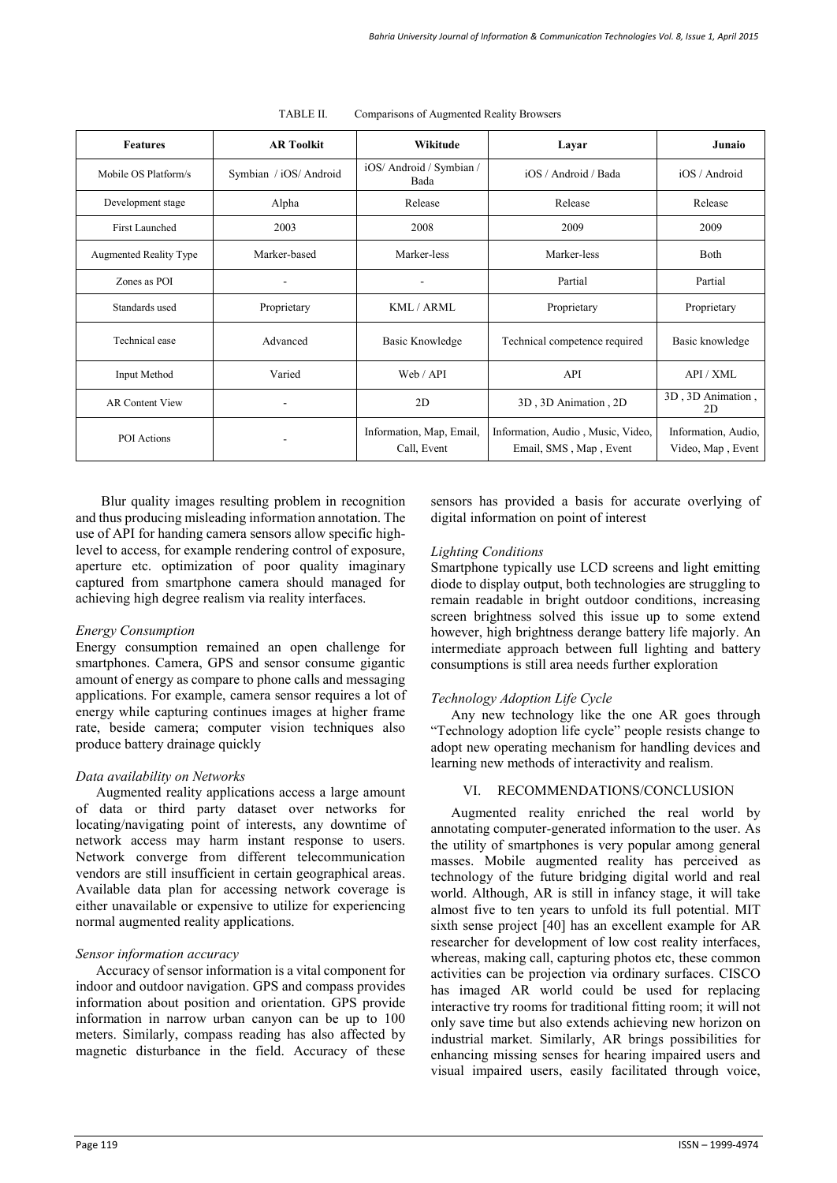TABLE II. Comparisons of Augmented Reality Browsers

| Features | AR Toolkit | Wikitude | Layar | Junaio |
|---|---|---|---|---|
| Mobile OS Platform/s | Symbian / iOS/ Android | iOS/ Android / Symbian / Bada | iOS / Android / Bada | iOS / Android |
| Development stage | Alpha | Release | Release | Release |
| First Launched | 2003 | 2008 | 2009 | 2009 |
| Augmented Reality Type | Marker-based | Marker-less | Marker-less | Both |
| Zones as POI | - | - | Partial | Partial |
| Standards used | Proprietary | KML / ARML | Proprietary | Proprietary |
| Technical ease | Advanced | Basic Knowledge | Technical competence required | Basic knowledge |
| Input Method | Varied | Web / API | API | API / XML |
| AR Content View | - | 2D | 3D , 3D Animation , 2D | 3D , 3D Animation , 2D |
| POI Actions | - | Information, Map, Email, Call, Event | Information, Audio , Music, Video, Email, SMS , Map , Event | Information, Audio, Video, Map , Event |

Blur quality images resulting problem in recognition and thus producing misleading information annotation. The use of API for handing camera sensors allow specific high-level to access, for example rendering control of exposure, aperture etc. optimization of poor quality imaginary captured from smartphone camera should managed for achieving high degree realism via reality interfaces.

*Energy Consumption*

Energy consumption remained an open challenge for smartphones. Camera, GPS and sensor consume gigantic amount of energy as compare to phone calls and messaging applications. For example, camera sensor requires a lot of energy while capturing continues images at higher frame rate, beside camera; computer vision techniques also produce battery drainage quickly

*Data availability on Networks*

Augmented reality applications access a large amount of data or third party dataset over networks for locating/navigating point of interests, any downtime of network access may harm instant response to users. Network converge from different telecommunication vendors are still insufficient in certain geographical areas. Available data plan for accessing network coverage is either unavailable or expensive to utilize for experiencing normal augmented reality applications.

*Sensor information accuracy*

Accuracy of sensor information is a vital component for indoor and outdoor navigation. GPS and compass provides information about position and orientation. GPS provide information in narrow urban canyon can be up to 100 meters. Similarly, compass reading has also affected by magnetic disturbance in the field. Accuracy of these sensors has provided a basis for accurate overlying of digital information on point of interest

*Lighting Conditions*

Smartphone typically use LCD screens and light emitting diode to display output, both technologies are struggling to remain readable in bright outdoor conditions, increasing screen brightness solved this issue up to some extend however, high brightness derange battery life majorly. An intermediate approach between full lighting and battery consumptions is still area needs further exploration

*Technology Adoption Life Cycle*

Any new technology like the one AR goes through "Technology adoption life cycle" people resists change to adopt new operating mechanism for handling devices and learning new methods of interactivity and realism.

## VI. RECOMMENDATIONS/CONCLUSION

Augmented reality enriched the real world by annotating computer-generated information to the user. As the utility of smartphones is very popular among general masses. Mobile augmented reality has perceived as technology of the future bridging digital world and real world. Although, AR is still in infancy stage, it will take almost five to ten years to unfold its full potential. MIT sixth sense project [40] has an excellent example for AR researcher for development of low cost reality interfaces, whereas, making call, capturing photos etc, these common activities can be projection via ordinary surfaces. CISCO has imaged AR world could be used for replacing interactive try rooms for traditional fitting room; it will not only save time but also extends achieving new horizon on industrial market. Similarly, AR brings possibilities for enhancing missing senses for hearing impaired users and visual impaired users, easily facilitated through voice,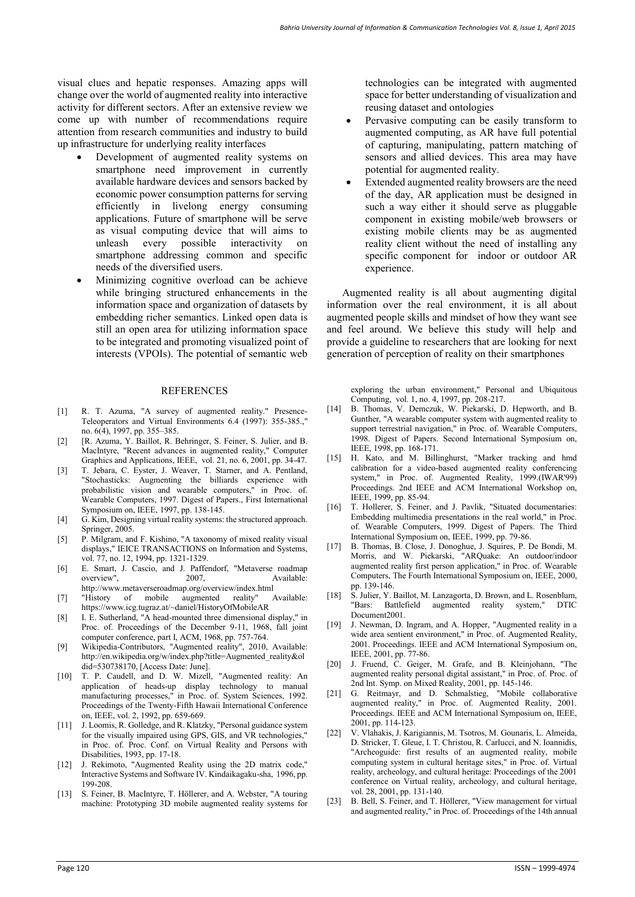visual clues and hepatic responses. Amazing apps will change over the world of augmented reality into interactive activity for different sectors. After an extensive review we come up with number of recommendations require attention from research communities and industry to build up infrastructure for underlying reality interfaces

- Development of augmented reality systems on smartphone need improvement in currently available hardware devices and sensors backed by economic power consumption patterns for serving efficiently in livelong energy consuming applications. Future of smartphone will be serve as visual computing device that will aims to unleash every possible interactivity on smartphone addressing common and specific needs of the diversified users.
- Minimizing cognitive overload can be achieve while bringing structured enhancements in the information space and organization of datasets by embedding richer semantics. Linked open data is still an open area for utilizing information space to be integrated and promoting visualized point of interests (VPOIs). The potential of semantic web technologies can be integrated with augmented space for better understanding of visualization and reusing dataset and ontologies
- Pervasive computing can be easily transform to augmented computing, as AR have full potential of capturing, manipulating, pattern matching of sensors and allied devices. This area may have potential for augmented reality.
- Extended augmented reality browsers are the need of the day, AR application must be designed in such a way either it should serve as pluggable component in existing mobile/web browsers or existing mobile clients may be as augmented reality client without the need of installing any specific component for indoor or outdoor AR experience.

Augmented reality is all about augmenting digital information over the real environment, it is all about augmented people skills and mindset of how they want see and feel around. We believe this study will help and provide a guideline to researchers that are looking for next generation of perception of reality on their smartphones

## REFERENCES

[1] R. T. Azuma, "A survey of augmented reality." Presence-Teleoperators and Virtual Environments 6.4 (1997): 355-385.," no. 6(4), 1997, pp. 355–385.

[2] [R. Azuma, Y. Baillot, R. Behringer, S. Feiner, S. Julier, and B. MacIntyre, "Recent advances in augmented reality," Computer Graphics and Applications, IEEE, vol. 21, no. 6, 2001, pp. 34-47.

[3] T. Jebara, C. Eyster, J. Weaver, T. Starner, and A. Pentland, "Stochasticks: Augmenting the billiards experience with probabilistic vision and wearable computers," in Proc. of. Wearable Computers, 1997. Digest of Papers., First International Symposium on, IEEE, 1997, pp. 138-145.

[4] G. Kim, Designing virtual reality systems: the structured approach. Springer, 2005.

[5] P. Milgram, and F. Kishino, "A taxonomy of mixed reality visual displays," IEICE TRANSACTIONS on Information and Systems, vol. 77, no. 12, 1994, pp. 1321-1329.

[6] E. Smart, J. Cascio, and J. Paffendorf, "Metaverse roadmap overview", 2007, Available: http://www.metaverseroadmap.org/overview/index.html

[7] "History of mobile augmented reality" Available: https://www.icg.tugraz.at/~daniel/HistoryOfMobileAR

[8] I. E. Sutherland, "A head-mounted three dimensional display," in Proc. of. Proceedings of the December 9-11, 1968, fall joint computer conference, part I, ACM, 1968, pp. 757-764.

[9] Wikipedia-Contributors, "Augmented reality", 2010, Available: http://en.wikipedia.org/w/index.php?title=Augmented_reality&oldid=530738170, [Access Date: June].

[10] T. P. Caudell, and D. W. Mizell, "Augmented reality: An application of heads-up display technology to manual manufacturing processes," in Proc. of. System Sciences, 1992. Proceedings of the Twenty-Fifth Hawaii International Conference on, IEEE, vol. 2, 1992, pp. 659-669.

[11] J. Loomis, R. Golledge, and R. Klatzky, "Personal guidance system for the visually impaired using GPS, GIS, and VR technologies," in Proc. of. Proc. Conf. on Virtual Reality and Persons with Disabilities, 1993, pp. 17-18.

[12] J. Rekimoto, "Augmented Reality using the 2D matrix code," Interactive Systems and Software IV. Kindaikagaku-sha, 1996, pp. 199-208.

[13] S. Feiner, B. MacIntyre, T. Höllerer, and A. Webster, "A touring machine: Prototyping 3D mobile augmented reality systems for exploring the urban environment," Personal and Ubiquitous Computing, vol. 1, no. 4, 1997, pp. 208-217.

[14] B. Thomas, V. Demczuk, W. Piekarski, D. Hepworth, and B. Gunther, "A wearable computer system with augmented reality to support terrestrial navigation," in Proc. of. Wearable Computers, 1998. Digest of Papers. Second International Symposium on, IEEE, 1998, pp. 168-171.

[15] H. Kato, and M. Billinghurst, "Marker tracking and hmd calibration for a video-based augmented reality conferencing system," in Proc. of. Augmented Reality, 1999.(IWAR'99) Proceedings. 2nd IEEE and ACM International Workshop on, IEEE, 1999, pp. 85-94.

[16] T. Hollerer, S. Feiner, and J. Pavlik, "Situated documentaries: Embedding multimedia presentations in the real world," in Proc. of. Wearable Computers, 1999. Digest of Papers. The Third International Symposium on, IEEE, 1999, pp. 79-86.

[17] B. Thomas, B. Close, J. Donoghue, J. Squires, P. De Bondi, M. Morris, and W. Piekarski, "ARQuake: An outdoor/indoor augmented reality first person application," in Proc. of. Wearable Computers, The Fourth International Symposium on, IEEE, 2000, pp. 139-146.

[18] S. Julier, Y. Baillot, M. Lanzagorta, D. Brown, and L. Rosenblum, "Bars: Battlefield augmented reality system," DTIC Document2001.

[19] J. Newman, D. Ingram, and A. Hopper, "Augmented reality in a wide area sentient environment," in Proc. of. Augmented Reality, 2001. Proceedings. IEEE and ACM International Symposium on, IEEE, 2001, pp. 77-86.

[20] J. Fruend, C. Geiger, M. Grafe, and B. Kleinjohann, "The augmented reality personal digital assistant," in Proc. of. Proc. of 2nd Int. Symp. on Mixed Reality, 2001, pp. 145-146.

[21] G. Reitmayr, and D. Schmalstieg, "Mobile collaborative augmented reality," in Proc. of. Augmented Reality, 2001. Proceedings. IEEE and ACM International Symposium on, IEEE, 2001, pp. 114-123.

[22] V. Vlahakis, J. Karigiannis, M. Tsotros, M. Gounaris, L. Almeida, D. Stricker, T. Gleue, I. T. Christou, R. Carlucci, and N. Ioannidis, "Archeoguide: first results of an augmented reality, mobile computing system in cultural heritage sites," in Proc. of. Virtual reality, archeology, and cultural heritage: Proceedings of the 2001 conference on Virtual reality, archeology, and cultural heritage, vol. 28, 2001, pp. 131-140.

[23] B. Bell, S. Feiner, and T. Höllerer, "View management for virtual and augmented reality," in Proc. of. Proceedings of the 14th annual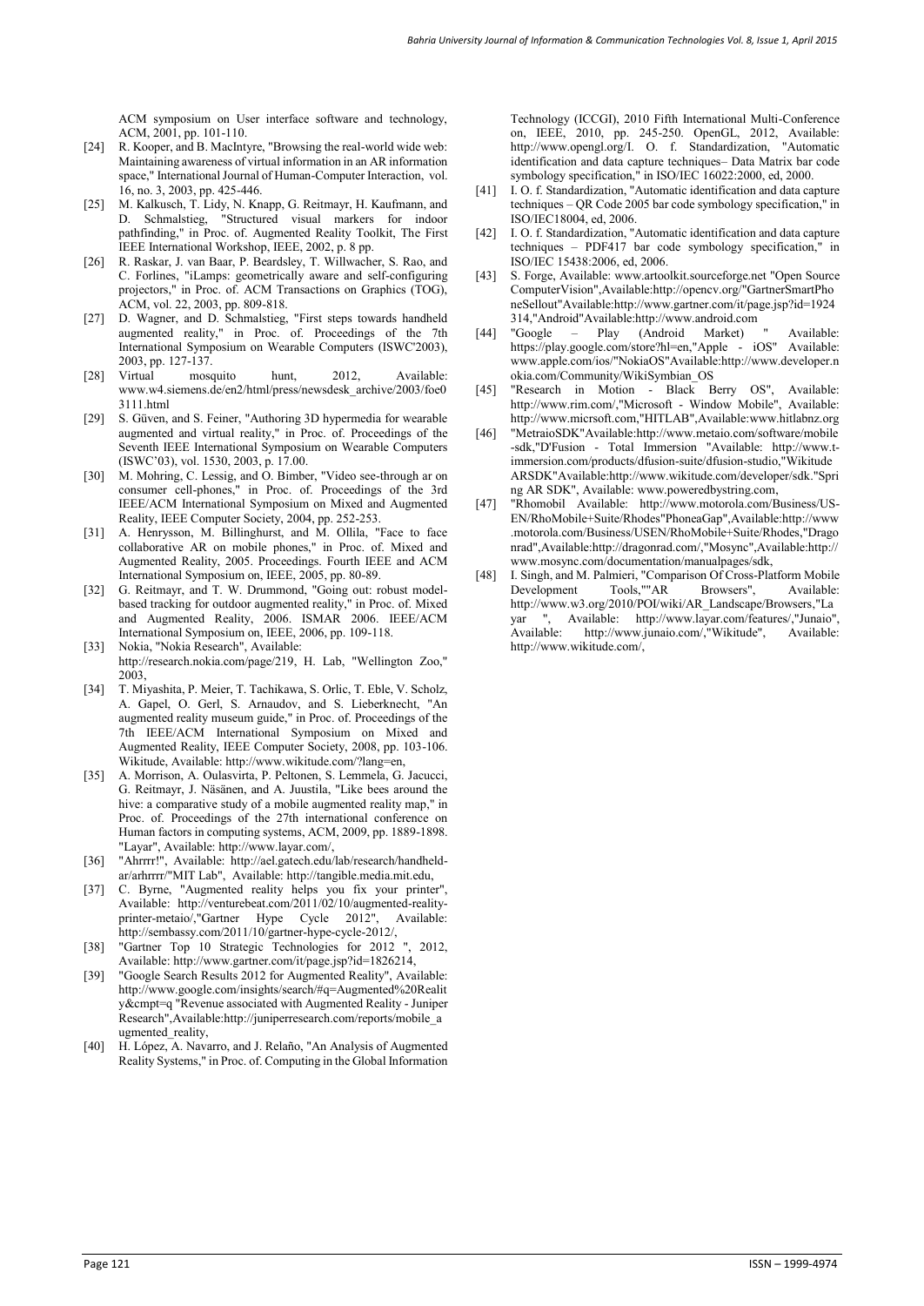ACM symposium on User interface software and technology, ACM, 2001, pp. 101-110.

[24] R. Kooper, and B. MacIntyre, "Browsing the real-world wide web: Maintaining awareness of virtual information in an AR information space," International Journal of Human-Computer Interaction, vol. 16, no. 3, 2003, pp. 425-446.

[25] M. Kalkusch, T. Lidy, N. Knapp, G. Reitmayr, H. Kaufmann, and D. Schmalstieg, "Structured visual markers for indoor pathfinding," in Proc. of. Augmented Reality Toolkit, The First IEEE International Workshop, IEEE, 2002, p. 8 pp.

[26] R. Raskar, J. van Baar, P. Beardsley, T. Willwacher, S. Rao, and C. Forlines, "iLamps: geometrically aware and self-configuring projectors," in Proc. of. ACM Transactions on Graphics (TOG), ACM, vol. 22, 2003, pp. 809-818.

[27] D. Wagner, and D. Schmalstieg, "First steps towards handheld augmented reality," in Proc. of. Proceedings of the 7th International Symposium on Wearable Computers (ISWC'2003), 2003, pp. 127-137.

[28] Virtual mosquito hunt, 2012, Available: www.w4.siemens.de/en2/html/press/newsdesk_archive/2003/foe03111.html

[29] S. Güven, and S. Feiner, "Authoring 3D hypermedia for wearable augmented and virtual reality," in Proc. of. Proceedings of the Seventh IEEE International Symposium on Wearable Computers (ISWC'03), vol. 1530, 2003, p. 17.00.

[30] M. Mohring, C. Lessig, and O. Bimber, "Video see-through ar on consumer cell-phones," in Proc. of. Proceedings of the 3rd IEEE/ACM International Symposium on Mixed and Augmented Reality, IEEE Computer Society, 2004, pp. 252-253.

[31] A. Henrysson, M. Billinghurst, and M. Ollila, "Face to face collaborative AR on mobile phones," in Proc. of. Mixed and Augmented Reality, 2005. Proceedings. Fourth IEEE and ACM International Symposium on, IEEE, 2005, pp. 80-89.

[32] G. Reitmayr, and T. W. Drummond, "Going out: robust model-based tracking for outdoor augmented reality," in Proc. of. Mixed and Augmented Reality, 2006. ISMAR 2006. IEEE/ACM International Symposium on, IEEE, 2006, pp. 109-118.

[33] Nokia, "Nokia Research", Available: http://research.nokia.com/page/219, H. Lab, "Wellington Zoo," 2003,

[34] T. Miyashita, P. Meier, T. Tachikawa, S. Orlic, T. Eble, V. Scholz, A. Gapel, O. Gerl, S. Arnaudov, and S. Lieberknecht, "An augmented reality museum guide," in Proc. of. Proceedings of the 7th IEEE/ACM International Symposium on Mixed and Augmented Reality, IEEE Computer Society, 2008, pp. 103-106. Wikitude, Available: http://www.wikitude.com/?lang=en,

[35] A. Morrison, A. Oulasvirta, P. Peltonen, S. Lemmela, G. Jacucci, G. Reitmayr, J. Näsänen, and A. Juustila, "Like bees around the hive: a comparative study of a mobile augmented reality map," in Proc. of. Proceedings of the 27th international conference on Human factors in computing systems, ACM, 2009, pp. 1889-1898. "Layar", Available: http://www.layar.com/,

[36] "Ahrrrr!", Available: http://ael.gatech.edu/lab/research/handheld-ar/arhrrrr/"MIT Lab", Available: http://tangible.media.mit.edu,

[37] C. Byrne, "Augmented reality helps you fix your printer", Available: http://venturebeat.com/2011/02/10/augmented-reality-printer-metaio/,"Gartner Hype Cycle 2012", Available: http://sembassy.com/2011/10/gartner-hype-cycle-2012/,

[38] "Gartner Top 10 Strategic Technologies for 2012 ", 2012, Available: http://www.gartner.com/it/page.jsp?id=1826214,

[39] "Google Search Results 2012 for Augmented Reality", Available: http://www.google.com/insights/search/#q=Augmented%20Reality&cmpt=q "Revenue associated with Augmented Reality - Juniper Research",Available:http://juniperresearch.com/reports/mobile_augmented_reality,

[40] H. López, A. Navarro, and J. Relaño, "An Analysis of Augmented Reality Systems," in Proc. of. Computing in the Global Information Technology (ICCGI), 2010 Fifth International Multi-Conference on, IEEE, 2010, pp. 245-250. OpenGL, 2012, Available: http://www.opengl.org/I. O. f. Standardization, "Automatic identification and data capture techniques– Data Matrix bar code symbology specification," in ISO/IEC 16022:2000, ed, 2000.

[41] I. O. f. Standardization, "Automatic identification and data capture techniques – QR Code 2005 bar code symbology specification," in ISO/IEC18004, ed, 2006.

[42] I. O. f. Standardization, "Automatic identification and data capture techniques – PDF417 bar code symbology specification," in ISO/IEC 15438:2006, ed, 2006.

[43] S. Forge, Available: www.artoolkit.sourceforge.net "Open Source ComputerVision",Available:http://opencv.org/"GartnerSmartPhoneSellout"Available:http://www.gartner.com/it/page.jsp?id=1924314,"Android"Available:http://www.android.com

[44] "Google – Play (Android Market) " Available: https://play.google.com/store?hl=en,"Apple - iOS" Available: www.apple.com/ios/"NokiaOS"Available:http://www.developer.nokia.com/Community/WikiSymbian_OS

[45] "Research in Motion - Black Berry OS", Available: http://www.rim.com/,"Microsoft - Window Mobile", Available: http://www.micrsoft.com,"HITLAB",Available:www.hitlabnz.org

[46] "MetraioSDK"Available:http://www.metaio.com/software/mobile-sdk,"D'Fusion - Total Immersion "Available: http://www.t-immersion.com/products/dfusion-suite/dfusion-studio,"Wikitude ARSDK"Available:http://www.wikitude.com/developer/sdk."Spring AR SDK", Available: www.poweredbystring.com,

[47] "Rhomobil Available: http://www.motorola.com/Business/US-EN/RhoMobile+Suite/Rhodes"PhoneaGap",Available:http://www.motorola.com/Business/USEN/RhoMobile+Suite/Rhodes,"Dragonrad",Available:http://dragonrad.com/,"Mosync",Available:http://www.mosync.com/documentation/manualpages/sdk,

[48] I. Singh, and M. Palmieri, "Comparison Of Cross-Platform Mobile Development Tools,""AR Browsers", Available: http://www.w3.org/2010/POI/wiki/AR_Landscape/Browsers,"Layar ", Available: http://www.layar.com/features/,"Junaio", Available: http://www.junaio.com/,"Wikitude", Available: http://www.wikitude.com/,